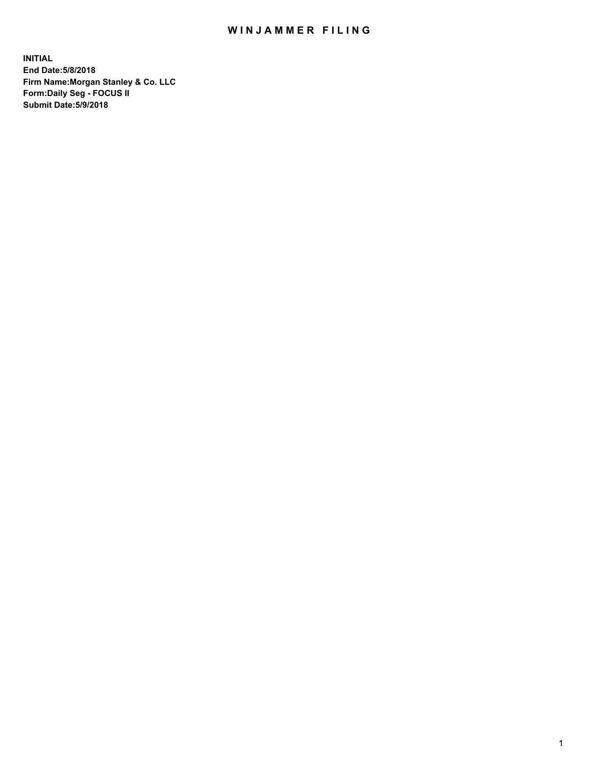# WINJAMMER FILING

**INITIAL**
**End Date:5/8/2018**
**Firm Name:Morgan Stanley & Co. LLC**
**Form:Daily Seg - FOCUS II**
**Submit Date:5/9/2018**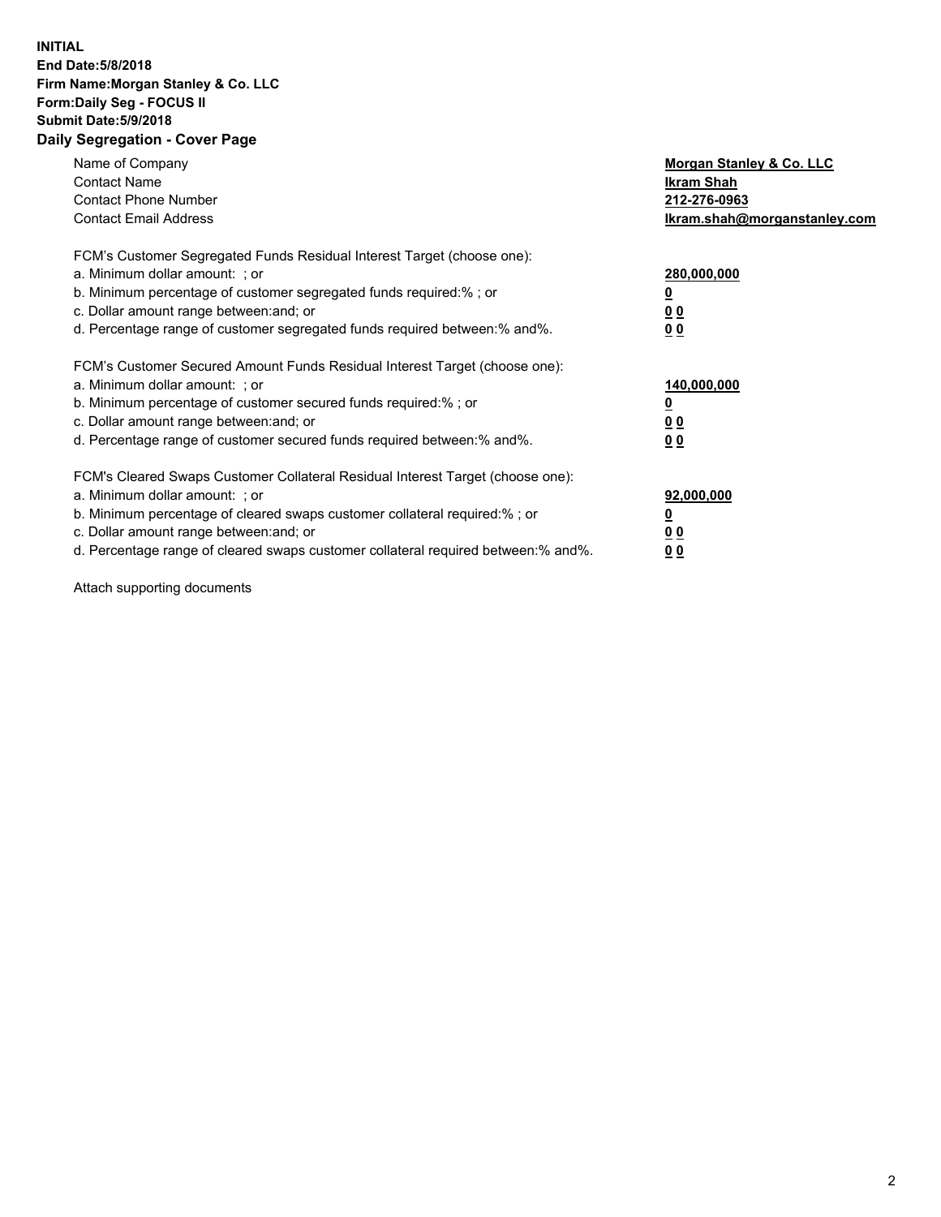**INITIAL**
**End Date:5/8/2018**
**Firm Name:Morgan Stanley & Co. LLC**
**Form:Daily Seg - FOCUS II**
**Submit Date:5/9/2018**

## Daily Segregation - Cover Page

| | |
|---|---|
| Name of Company | **Morgan Stanley & Co. LLC** |
| Contact Name | **Ikram Shah** |
| Contact Phone Number | **212-276-0963** |
| Contact Email Address | **Ikram.shah@morganstanley.com** |

FCM's Customer Segregated Funds Residual Interest Target (choose one):

| | |
|---|---|
| a. Minimum dollar amount: ; or | **280,000,000** |
| b. Minimum percentage of customer segregated funds required:% ; or | **0** |
| c. Dollar amount range between:and; or | **0 0** |
| d. Percentage range of customer segregated funds required between:% and%. | **0 0** |

FCM's Customer Secured Amount Funds Residual Interest Target (choose one):

| | |
|---|---|
| a. Minimum dollar amount: ; or | **140,000,000** |
| b. Minimum percentage of customer secured funds required:% ; or | **0** |
| c. Dollar amount range between:and; or | **0 0** |
| d. Percentage range of customer secured funds required between:% and%. | **0 0** |

FCM's Cleared Swaps Customer Collateral Residual Interest Target (choose one):

| | |
|---|---|
| a. Minimum dollar amount: ; or | **92,000,000** |
| b. Minimum percentage of cleared swaps customer collateral required:% ; or | **0** |
| c. Dollar amount range between:and; or | **0 0** |
| d. Percentage range of cleared swaps customer collateral required between:% and%. | **0 0** |

Attach supporting documents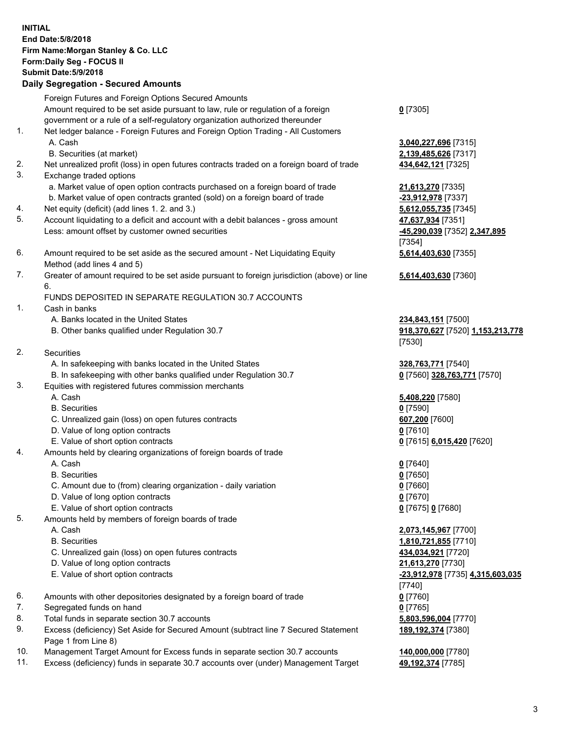**INITIAL**
**End Date:5/8/2018**
**Firm Name:Morgan Stanley & Co. LLC**
**Form:Daily Seg - FOCUS II**
**Submit Date:5/9/2018**

**Daily Segregation - Secured Amounts**

| | | |
|---|---|---|
| | Foreign Futures and Foreign Options Secured Amounts | |
| | Amount required to be set aside pursuant to law, rule or regulation of a foreign government or a rule of a self-regulatory organization authorized thereunder | **0** [7305] |
| 1. | Net ledger balance - Foreign Futures and Foreign Option Trading - All Customers | |
| | A. Cash | **3,040,227,696** [7315] |
| | B. Securities (at market) | **2,139,485,626** [7317] |
| 2. | Net unrealized profit (loss) in open futures contracts traded on a foreign board of trade | **434,642,121** [7325] |
| 3. | Exchange traded options | |
| | a. Market value of open option contracts purchased on a foreign board of trade | **21,613,270** [7335] |
| | b. Market value of open contracts granted (sold) on a foreign board of trade | **-23,912,978** [7337] |
| 4. | Net equity (deficit) (add lines 1. 2. and 3.) | **5,612,055,735** [7345] |
| 5. | Account liquidating to a deficit and account with a debit balances - gross amount | **47,637,934** [7351] |
| | Less: amount offset by customer owned securities | **-45,290,039** [7352] **2,347,895** [7354] |
| 6. | Amount required to be set aside as the secured amount - Net Liquidating Equity Method (add lines 4 and 5) | **5,614,403,630** [7355] |
| 7. | Greater of amount required to be set aside pursuant to foreign jurisdiction (above) or line 6. | **5,614,403,630** [7360] |
| | FUNDS DEPOSITED IN SEPARATE REGULATION 30.7 ACCOUNTS | |
| 1. | Cash in banks | |
| | A. Banks located in the United States | **234,843,151** [7500] |
| | B. Other banks qualified under Regulation 30.7 | **918,370,627** [7520] **1,153,213,778** [7530] |
| 2. | Securities | |
| | A. In safekeeping with banks located in the United States | **328,763,771** [7540] |
| | B. In safekeeping with other banks qualified under Regulation 30.7 | **0** [7560] **328,763,771** [7570] |
| 3. | Equities with registered futures commission merchants | |
| | A. Cash | **5,408,220** [7580] |
| | B. Securities | **0** [7590] |
| | C. Unrealized gain (loss) on open futures contracts | **607,200** [7600] |
| | D. Value of long option contracts | **0** [7610] |
| | E. Value of short option contracts | **0** [7615] **6,015,420** [7620] |
| 4. | Amounts held by clearing organizations of foreign boards of trade | |
| | A. Cash | **0** [7640] |
| | B. Securities | **0** [7650] |
| | C. Amount due to (from) clearing organization - daily variation | **0** [7660] |
| | D. Value of long option contracts | **0** [7670] |
| | E. Value of short option contracts | **0** [7675] **0** [7680] |
| 5. | Amounts held by members of foreign boards of trade | |
| | A. Cash | **2,073,145,967** [7700] |
| | B. Securities | **1,810,721,855** [7710] |
| | C. Unrealized gain (loss) on open futures contracts | **434,034,921** [7720] |
| | D. Value of long option contracts | **21,613,270** [7730] |
| | E. Value of short option contracts | **-23,912,978** [7735] **4,315,603,035** [7740] |
| 6. | Amounts with other depositories designated by a foreign board of trade | **0** [7760] |
| 7. | Segregated funds on hand | **0** [7765] |
| 8. | Total funds in separate section 30.7 accounts | **5,803,596,004** [7770] |
| 9. | Excess (deficiency) Set Aside for Secured Amount (subtract line 7 Secured Statement Page 1 from Line 8) | **189,192,374** [7380] |
| 10. | Management Target Amount for Excess funds in separate section 30.7 accounts | **140,000,000** [7780] |
| 11. | Excess (deficiency) funds in separate 30.7 accounts over (under) Management Target | **49,192,374** [7785] |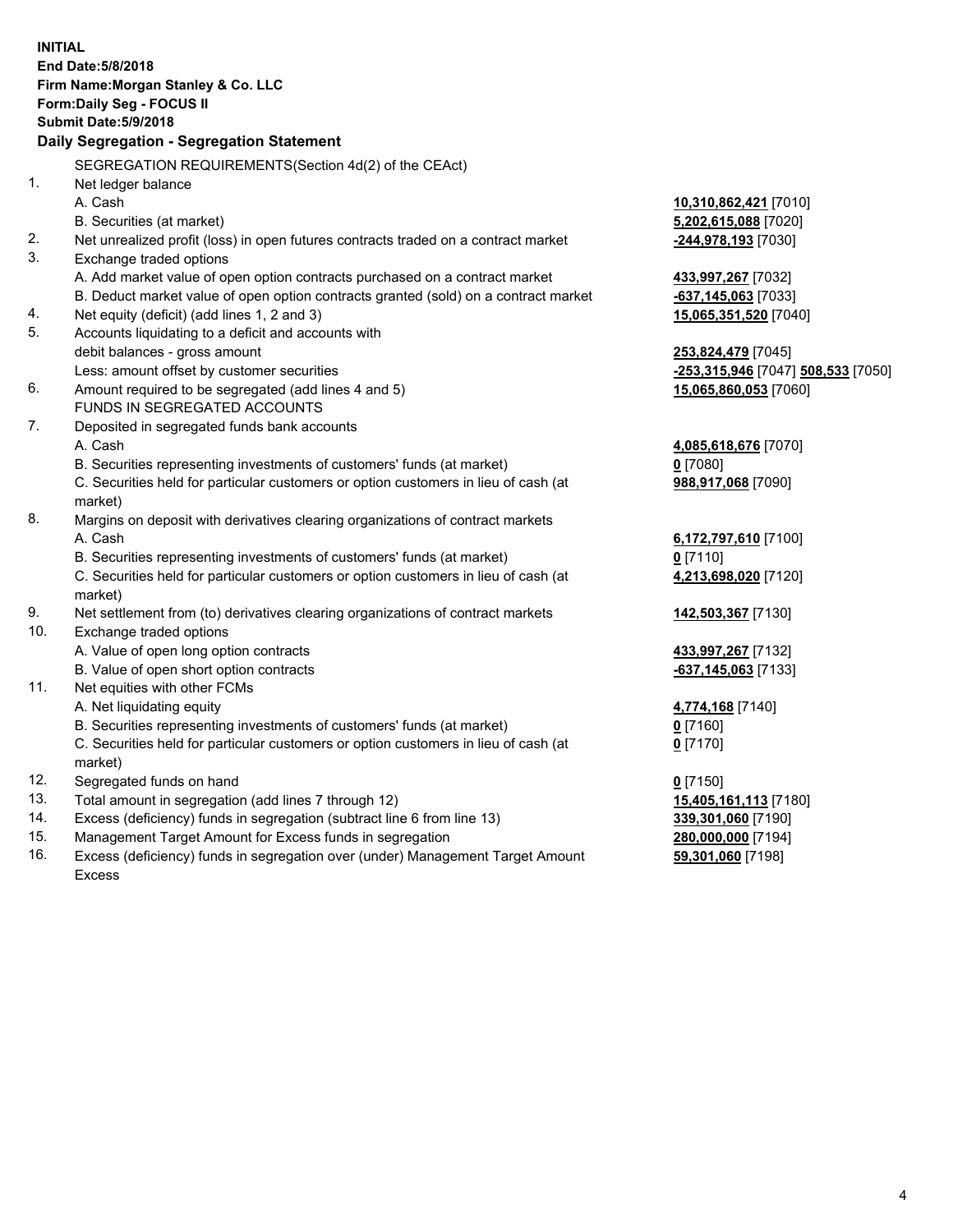**INITIAL**
**End Date:5/8/2018**
**Firm Name:Morgan Stanley & Co. LLC**
**Form:Daily Seg - FOCUS II**
**Submit Date:5/9/2018**

## Daily Segregation - Segregation Statement

SEGREGATION REQUIREMENTS(Section 4d(2) of the CEAct)

| | | |
|---|---|---|
| 1. | Net ledger balance | |
| | A. Cash | **10,310,862,421** [7010] |
| | B. Securities (at market) | **5,202,615,088** [7020] |
| 2. | Net unrealized profit (loss) in open futures contracts traded on a contract market | **-244,978,193** [7030] |
| 3. | Exchange traded options | |
| | A. Add market value of open option contracts purchased on a contract market | **433,997,267** [7032] |
| | B. Deduct market value of open option contracts granted (sold) on a contract market | **-637,145,063** [7033] |
| 4. | Net equity (deficit) (add lines 1, 2 and 3) | **15,065,351,520** [7040] |
| 5. | Accounts liquidating to a deficit and accounts with debit balances - gross amount | **253,824,479** [7045] |
| | Less: amount offset by customer securities | **-253,315,946** [7047] **508,533** [7050] |
| 6. | Amount required to be segregated (add lines 4 and 5) | **15,065,860,053** [7060] |
| | FUNDS IN SEGREGATED ACCOUNTS | |
| 7. | Deposited in segregated funds bank accounts | |
| | A. Cash | **4,085,618,676** [7070] |
| | B. Securities representing investments of customers' funds (at market) | **0** [7080] |
| | C. Securities held for particular customers or option customers in lieu of cash (at market) | **988,917,068** [7090] |
| 8. | Margins on deposit with derivatives clearing organizations of contract markets | |
| | A. Cash | **6,172,797,610** [7100] |
| | B. Securities representing investments of customers' funds (at market) | **0** [7110] |
| | C. Securities held for particular customers or option customers in lieu of cash (at market) | **4,213,698,020** [7120] |
| 9. | Net settlement from (to) derivatives clearing organizations of contract markets | **142,503,367** [7130] |
| 10. | Exchange traded options | |
| | A. Value of open long option contracts | **433,997,267** [7132] |
| | B. Value of open short option contracts | **-637,145,063** [7133] |
| 11. | Net equities with other FCMs | |
| | A. Net liquidating equity | **4,774,168** [7140] |
| | B. Securities representing investments of customers' funds (at market) | **0** [7160] |
| | C. Securities held for particular customers or option customers in lieu of cash (at market) | **0** [7170] |
| 12. | Segregated funds on hand | **0** [7150] |
| 13. | Total amount in segregation (add lines 7 through 12) | **15,405,161,113** [7180] |
| 14. | Excess (deficiency) funds in segregation (subtract line 6 from line 13) | **339,301,060** [7190] |
| 15. | Management Target Amount for Excess funds in segregation | **280,000,000** [7194] |
| 16. | Excess (deficiency) funds in segregation over (under) Management Target Amount Excess | **59,301,060** [7198] |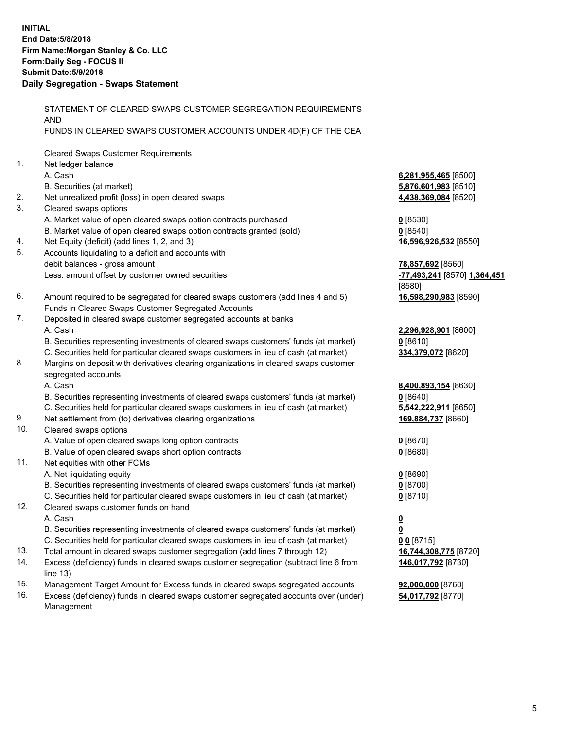**INITIAL**
**End Date:5/8/2018**
**Firm Name:Morgan Stanley & Co. LLC**
**Form:Daily Seg - FOCUS II**
**Submit Date:5/9/2018**
**Daily Segregation - Swaps Statement**

STATEMENT OF CLEARED SWAPS CUSTOMER SEGREGATION REQUIREMENTS AND FUNDS IN CLEARED SWAPS CUSTOMER ACCOUNTS UNDER 4D(F) OF THE CEA

| | | |
|---|---|---|
| | Cleared Swaps Customer Requirements | |
| 1. | Net ledger balance | |
| | A. Cash | **6,281,955,465** [8500] |
| | B. Securities (at market) | **5,876,601,983** [8510] |
| 2. | Net unrealized profit (loss) in open cleared swaps | **4,438,369,084** [8520] |
| 3. | Cleared swaps options | |
| | A. Market value of open cleared swaps option contracts purchased | **0** [8530] |
| | B. Market value of open cleared swaps option contracts granted (sold) | **0** [8540] |
| 4. | Net Equity (deficit) (add lines 1, 2, and 3) | **16,596,926,532** [8550] |
| 5. | Accounts liquidating to a deficit and accounts with debit balances - gross amount | **78,857,692** [8560] |
| | Less: amount offset by customer owned securities | **-77,493,241** [8570] **1,364,451** [8580] |
| 6. | Amount required to be segregated for cleared swaps customers (add lines 4 and 5) | **16,598,290,983** [8590] |
| | Funds in Cleared Swaps Customer Segregated Accounts | |
| 7. | Deposited in cleared swaps customer segregated accounts at banks | |
| | A. Cash | **2,296,928,901** [8600] |
| | B. Securities representing investments of cleared swaps customers' funds (at market) | **0** [8610] |
| | C. Securities held for particular cleared swaps customers in lieu of cash (at market) | **334,379,072** [8620] |
| 8. | Margins on deposit with derivatives clearing organizations in cleared swaps customer segregated accounts | |
| | A. Cash | **8,400,893,154** [8630] |
| | B. Securities representing investments of cleared swaps customers' funds (at market) | **0** [8640] |
| | C. Securities held for particular cleared swaps customers in lieu of cash (at market) | **5,542,222,911** [8650] |
| 9. | Net settlement from (to) derivatives clearing organizations | **169,884,737** [8660] |
| 10. | Cleared swaps options | |
| | A. Value of open cleared swaps long option contracts | **0** [8670] |
| | B. Value of open cleared swaps short option contracts | **0** [8680] |
| 11. | Net equities with other FCMs | |
| | A. Net liquidating equity | **0** [8690] |
| | B. Securities representing investments of cleared swaps customers' funds (at market) | **0** [8700] |
| | C. Securities held for particular cleared swaps customers in lieu of cash (at market) | **0** [8710] |
| 12. | Cleared swaps customer funds on hand | |
| | A. Cash | **0** |
| | B. Securities representing investments of cleared swaps customers' funds (at market) | **0** |
| | C. Securities held for particular cleared swaps customers in lieu of cash (at market) | **0** **0** [8715] |
| 13. | Total amount in cleared swaps customer segregation (add lines 7 through 12) | **16,744,308,775** [8720] |
| 14. | Excess (deficiency) funds in cleared swaps customer segregation (subtract line 6 from line 13) | **146,017,792** [8730] |
| 15. | Management Target Amount for Excess funds in cleared swaps segregated accounts | **92,000,000** [8760] |
| 16. | Excess (deficiency) funds in cleared swaps customer segregated accounts over (under) Management | **54,017,792** [8770] |